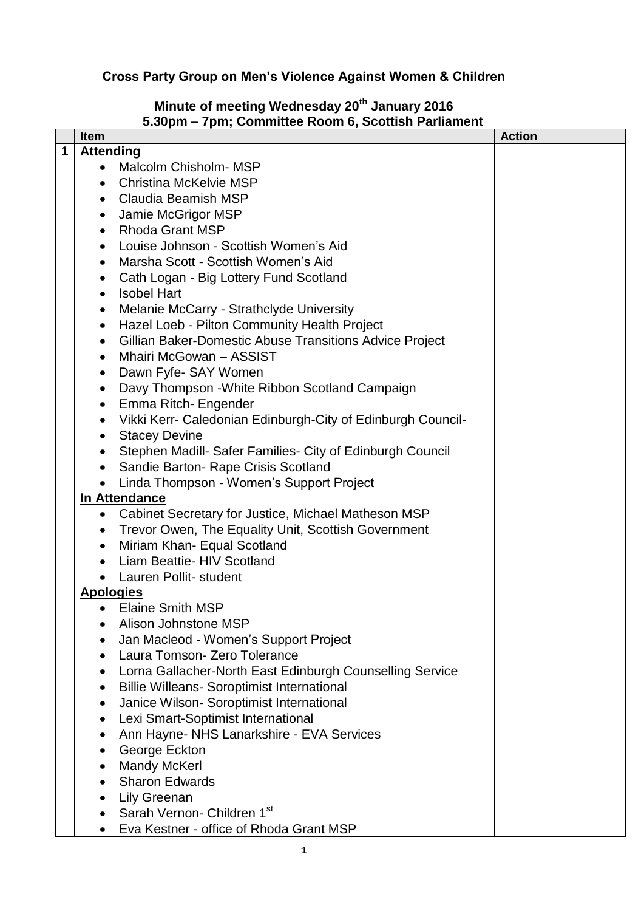**Cross Party Group on Men's Violence Against Women & Children**

**Minute of meeting Wednesday 20th January 2016**
**5.30pm – 7pm; Committee Room 6, Scottish Parliament**

| | Item | Action |
|---|---|---|
| **1** | **Attending**<br>• Malcolm Chisholm- MSP<br>• Christina McKelvie MSP<br>• Claudia Beamish MSP<br>• Jamie McGrigor MSP<br>• Rhoda Grant MSP<br>• Louise Johnson - Scottish Women's Aid<br>• Marsha Scott - Scottish Women's Aid<br>• Cath Logan - Big Lottery Fund Scotland<br>• Isobel Hart<br>• Melanie McCarry - Strathclyde University<br>• Hazel Loeb - Pilton Community Health Project<br>• Gillian Baker-Domestic Abuse Transitions Advice Project<br>• Mhairi McGowan – ASSIST<br>• Dawn Fyfe- SAY Women<br>• Davy Thompson -White Ribbon Scotland Campaign<br>• Emma Ritch- Engender<br>• Vikki Kerr- Caledonian Edinburgh-City of Edinburgh Council-<br>• Stacey Devine<br>• Stephen Madill- Safer Families- City of Edinburgh Council<br>• Sandie Barton- Rape Crisis Scotland<br>• Linda Thompson - Women's Support Project<br>**In Attendance**<br>• Cabinet Secretary for Justice, Michael Matheson MSP<br>• Trevor Owen, The Equality Unit, Scottish Government<br>• Miriam Khan- Equal Scotland<br>• Liam Beattie- HIV Scotland<br>• Lauren Pollit- student<br>**Apologies**<br>• Elaine Smith MSP<br>• Alison Johnstone MSP<br>• Jan Macleod - Women's Support Project<br>• Laura Tomson- Zero Tolerance<br>• Lorna Gallacher-North East Edinburgh Counselling Service<br>• Billie Willeans- Soroptimist International<br>• Janice Wilson- Soroptimist International<br>• Lexi Smart-Soptimist International<br>• Ann Hayne- NHS Lanarkshire - EVA Services<br>• George Eckton<br>• Mandy McKerl<br>• Sharon Edwards<br>• Lily Greenan<br>• Sarah Vernon- Children 1st<br>• Eva Kestner - office of Rhoda Grant MSP | |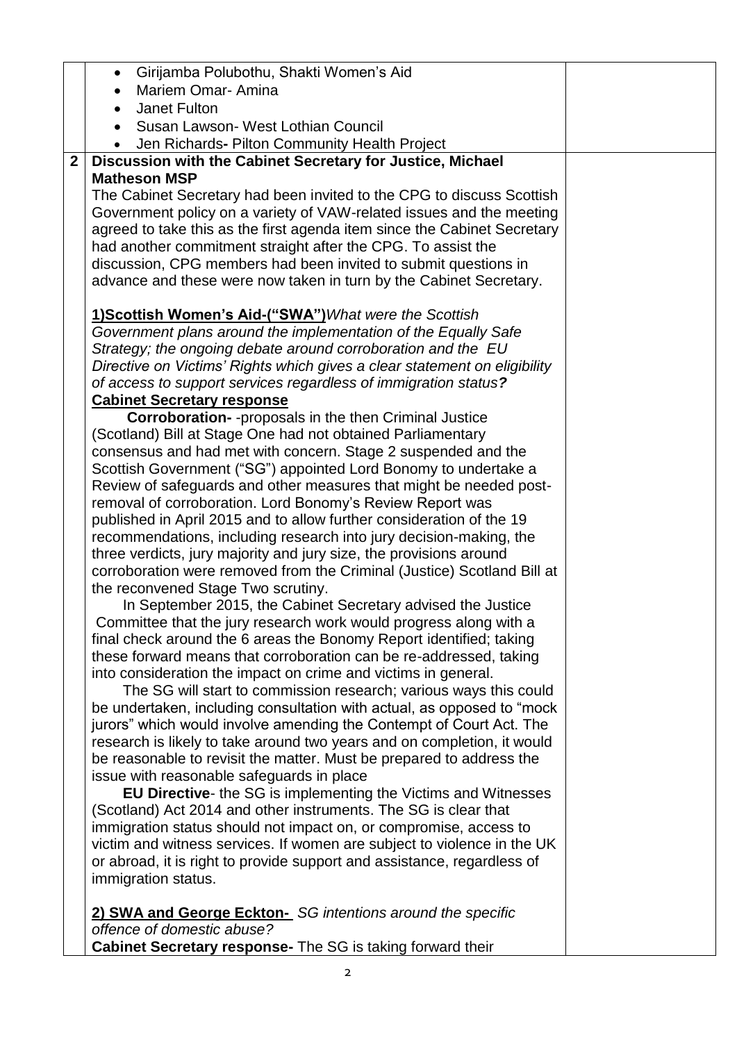| | | |
|---|---|---|
| | • Girijamba Polubothu, Shakti Women's Aid<br>• Mariem Omar- Amina<br>• Janet Fulton<br>• Susan Lawson- West Lothian Council<br>• Jen Richards**-** Pilton Community Health Project | |
| **2** | **Discussion with the Cabinet Secretary for Justice, Michael Matheson MSP**<br>The Cabinet Secretary had been invited to the CPG to discuss Scottish Government policy on a variety of VAW-related issues and the meeting agreed to take this as the first agenda item since the Cabinet Secretary had another commitment straight after the CPG. To assist the discussion, CPG members had been invited to submit questions in advance and these were now taken in turn by the Cabinet Secretary.<br><br>**<u>1)Scottish Women's Aid-("SWA")</u>***What were the Scottish Government plans around the implementation of the Equally Safe Strategy; the ongoing debate around corroboration and the EU Directive on Victims' Rights which gives a clear statement on eligibility of access to support services regardless of immigration status?*<br>**<u>Cabinet Secretary response</u>**<br>**Corroboration-** -proposals in the then Criminal Justice (Scotland) Bill at Stage One had not obtained Parliamentary consensus and had met with concern. Stage 2 suspended and the Scottish Government ("SG") appointed Lord Bonomy to undertake a Review of safeguards and other measures that might be needed post-removal of corroboration. Lord Bonomy's Review Report was published in April 2015 and to allow further consideration of the 19 recommendations, including research into jury decision-making, the three verdicts, jury majority and jury size, the provisions around corroboration were removed from the Criminal (Justice) Scotland Bill at the reconvened Stage Two scrutiny.<br>In September 2015, the Cabinet Secretary advised the Justice Committee that the jury research work would progress along with a final check around the 6 areas the Bonomy Report identified; taking these forward means that corroboration can be re-addressed, taking into consideration the impact on crime and victims in general.<br>The SG will start to commission research; various ways this could be undertaken, including consultation with actual, as opposed to "mock jurors" which would involve amending the Contempt of Court Act. The research is likely to take around two years and on completion, it would be reasonable to revisit the matter. Must be prepared to address the issue with reasonable safeguards in place<br>**EU Directive**- the SG is implementing the Victims and Witnesses (Scotland) Act 2014 and other instruments. The SG is clear that immigration status should not impact on, or compromise, access to victim and witness services. If women are subject to violence in the UK or abroad, it is right to provide support and assistance, regardless of immigration status.<br><br>**<u>2) SWA and George Eckton-</u>** *SG intentions around the specific offence of domestic abuse?*<br>**Cabinet Secretary response-** The SG is taking forward their | |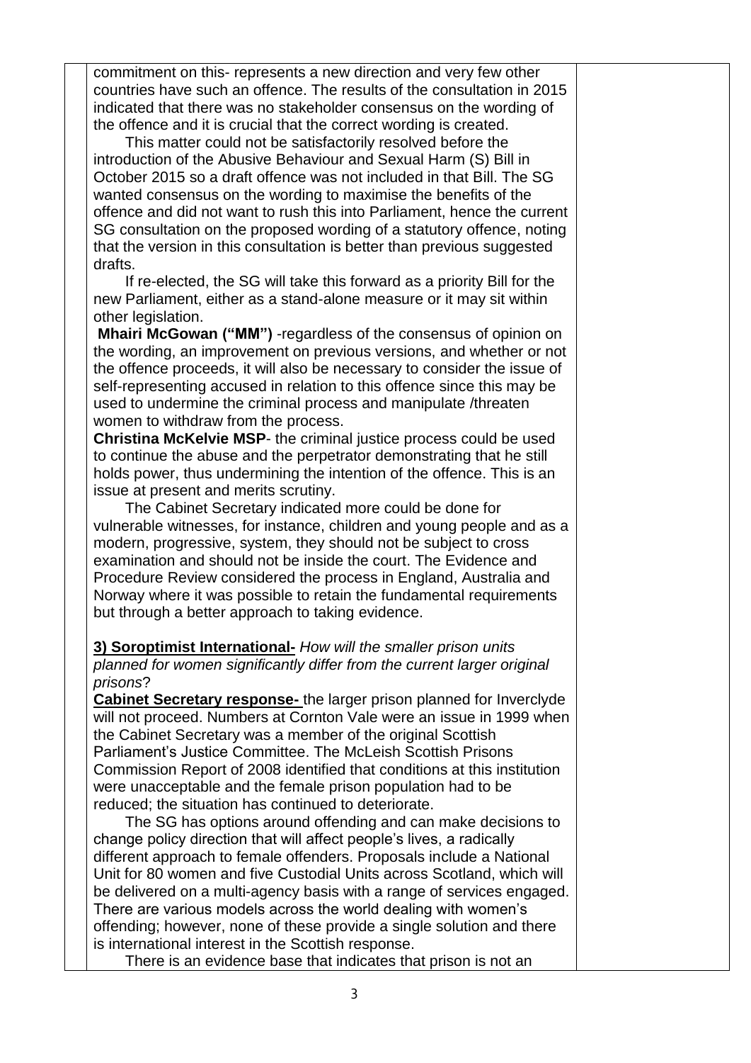commitment on this- represents a new direction and very few other countries have such an offence. The results of the consultation in 2015 indicated that there was no stakeholder consensus on the wording of the offence and it is crucial that the correct wording is created.

This matter could not be satisfactorily resolved before the introduction of the Abusive Behaviour and Sexual Harm (S) Bill in October 2015 so a draft offence was not included in that Bill. The SG wanted consensus on the wording to maximise the benefits of the offence and did not want to rush this into Parliament, hence the current SG consultation on the proposed wording of a statutory offence, noting that the version in this consultation is better than previous suggested drafts.

If re-elected, the SG will take this forward as a priority Bill for the new Parliament, either as a stand-alone measure or it may sit within other legislation.

**Mhairi McGowan ("MM")** -regardless of the consensus of opinion on the wording, an improvement on previous versions, and whether or not the offence proceeds, it will also be necessary to consider the issue of self-representing accused in relation to this offence since this may be used to undermine the criminal process and manipulate /threaten women to withdraw from the process.

**Christina McKelvie MSP**- the criminal justice process could be used to continue the abuse and the perpetrator demonstrating that he still holds power, thus undermining the intention of the offence. This is an issue at present and merits scrutiny.

The Cabinet Secretary indicated more could be done for vulnerable witnesses, for instance, children and young people and as a modern, progressive, system, they should not be subject to cross examination and should not be inside the court. The Evidence and Procedure Review considered the process in England, Australia and Norway where it was possible to retain the fundamental requirements but through a better approach to taking evidence.

**3) Soroptimist International-** *How will the smaller prison units planned for women significantly differ from the current larger original prisons*?

**Cabinet Secretary response-** the larger prison planned for Inverclyde will not proceed. Numbers at Cornton Vale were an issue in 1999 when the Cabinet Secretary was a member of the original Scottish Parliament's Justice Committee. The McLeish Scottish Prisons Commission Report of 2008 identified that conditions at this institution were unacceptable and the female prison population had to be reduced; the situation has continued to deteriorate.

The SG has options around offending and can make decisions to change policy direction that will affect people's lives, a radically different approach to female offenders. Proposals include a National Unit for 80 women and five Custodial Units across Scotland, which will be delivered on a multi-agency basis with a range of services engaged. There are various models across the world dealing with women's offending; however, none of these provide a single solution and there is international interest in the Scottish response.

There is an evidence base that indicates that prison is not an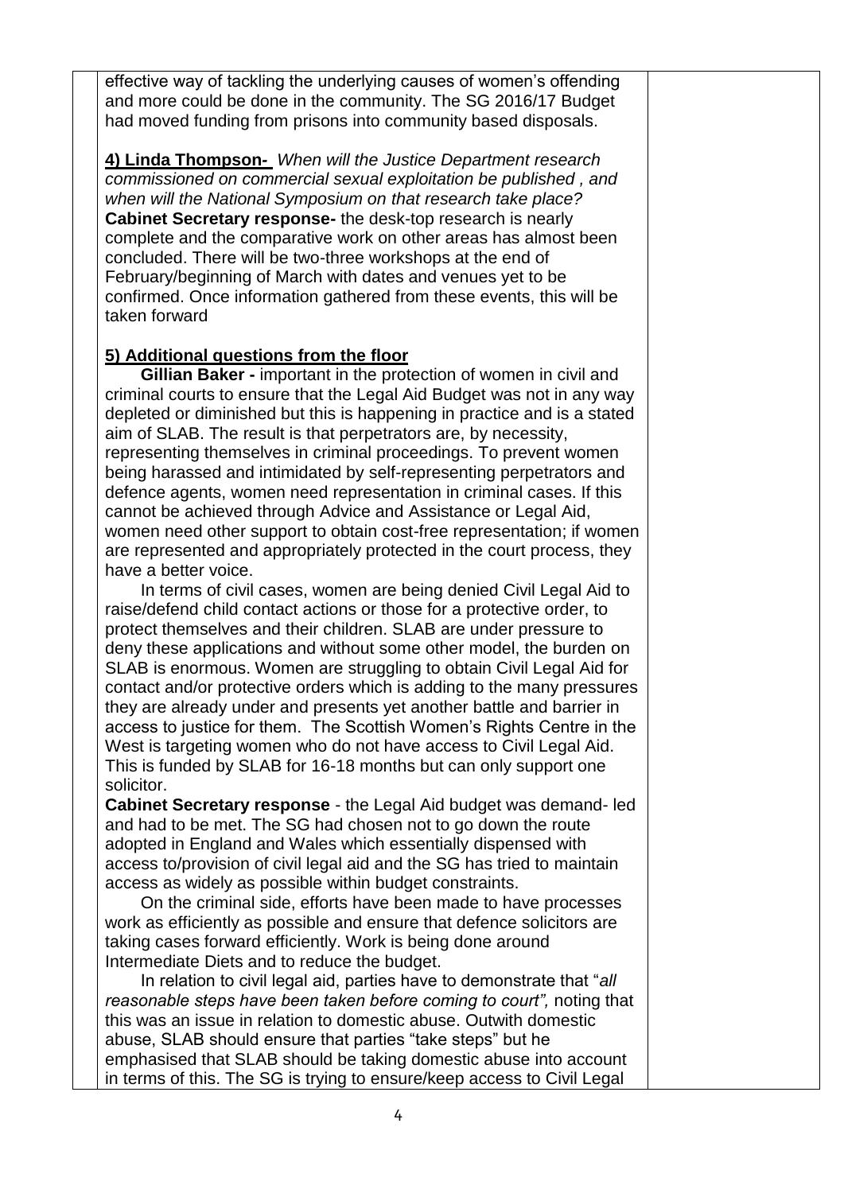effective way of tackling the underlying causes of women's offending and more could be done in the community. The SG 2016/17 Budget had moved funding from prisons into community based disposals.

**4) Linda Thompson-** *When will the Justice Department research commissioned on commercial sexual exploitation be published , and when will the National Symposium on that research take place?*
**Cabinet Secretary response-** the desk-top research is nearly complete and the comparative work on other areas has almost been concluded. There will be two-three workshops at the end of February/beginning of March with dates and venues yet to be confirmed. Once information gathered from these events, this will be taken forward

**5) Additional questions from the floor**

**Gillian Baker -** important in the protection of women in civil and criminal courts to ensure that the Legal Aid Budget was not in any way depleted or diminished but this is happening in practice and is a stated aim of SLAB. The result is that perpetrators are, by necessity, representing themselves in criminal proceedings. To prevent women being harassed and intimidated by self-representing perpetrators and defence agents, women need representation in criminal cases. If this cannot be achieved through Advice and Assistance or Legal Aid, women need other support to obtain cost-free representation; if women are represented and appropriately protected in the court process, they have a better voice.

In terms of civil cases, women are being denied Civil Legal Aid to raise/defend child contact actions or those for a protective order, to protect themselves and their children. SLAB are under pressure to deny these applications and without some other model, the burden on SLAB is enormous. Women are struggling to obtain Civil Legal Aid for contact and/or protective orders which is adding to the many pressures they are already under and presents yet another battle and barrier in access to justice for them. The Scottish Women's Rights Centre in the West is targeting women who do not have access to Civil Legal Aid. This is funded by SLAB for 16-18 months but can only support one solicitor.

**Cabinet Secretary response** - the Legal Aid budget was demand- led and had to be met. The SG had chosen not to go down the route adopted in England and Wales which essentially dispensed with access to/provision of civil legal aid and the SG has tried to maintain access as widely as possible within budget constraints.

On the criminal side, efforts have been made to have processes work as efficiently as possible and ensure that defence solicitors are taking cases forward efficiently. Work is being done around Intermediate Diets and to reduce the budget.

In relation to civil legal aid, parties have to demonstrate that "*all reasonable steps have been taken before coming to court",* noting that this was an issue in relation to domestic abuse. Outwith domestic abuse, SLAB should ensure that parties "take steps" but he emphasised that SLAB should be taking domestic abuse into account in terms of this. The SG is trying to ensure/keep access to Civil Legal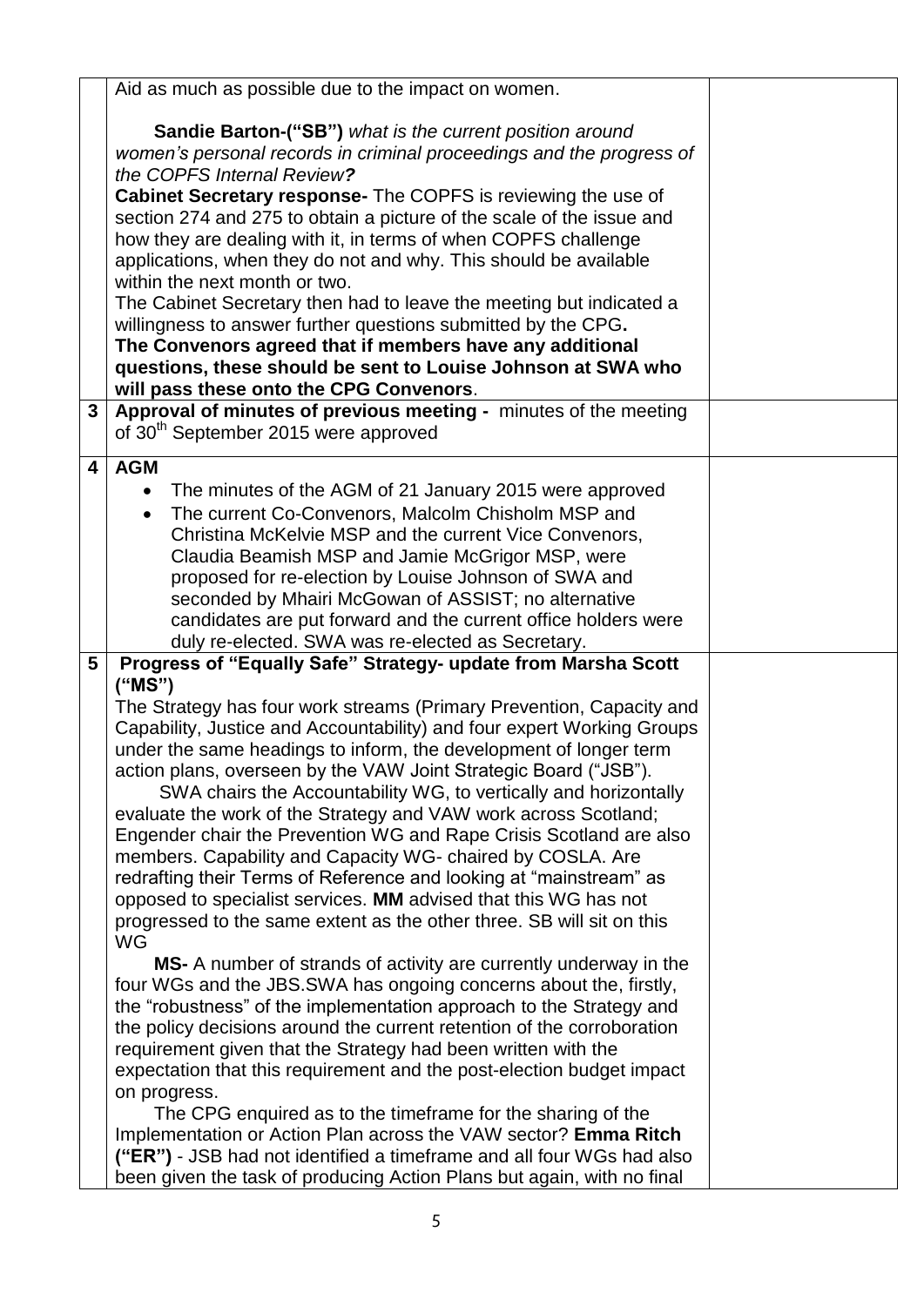| | | |
|---|---|---|
| | Aid as much as possible due to the impact on women.<br><br>**Sandie Barton-("SB")** *what is the current position around women's personal records in criminal proceedings and the progress of the COPFS Internal Review?*<br>**Cabinet Secretary response-** The COPFS is reviewing the use of section 274 and 275 to obtain a picture of the scale of the issue and how they are dealing with it, in terms of when COPFS challenge applications, when they do not and why. This should be available within the next month or two.<br>The Cabinet Secretary then had to leave the meeting but indicated a willingness to answer further questions submitted by the CPG**.**<br>**The Convenors agreed that if members have any additional questions, these should be sent to Louise Johnson at SWA who will pass these onto the CPG Convenors**. | |
| **3** | **Approval of minutes of previous meeting -** minutes of the meeting of 30th September 2015 were approved | |
| **4** | **AGM**<br>• The minutes of the AGM of 21 January 2015 were approved<br>• The current Co-Convenors, Malcolm Chisholm MSP and Christina McKelvie MSP and the current Vice Convenors, Claudia Beamish MSP and Jamie McGrigor MSP, were proposed for re-election by Louise Johnson of SWA and seconded by Mhairi McGowan of ASSIST; no alternative candidates are put forward and the current office holders were duly re-elected. SWA was re-elected as Secretary. | |
| **5** | **Progress of "Equally Safe" Strategy- update from Marsha Scott ("MS")**<br>The Strategy has four work streams (Primary Prevention, Capacity and Capability, Justice and Accountability) and four expert Working Groups under the same headings to inform, the development of longer term action plans, overseen by the VAW Joint Strategic Board ("JSB").<br>SWA chairs the Accountability WG, to vertically and horizontally evaluate the work of the Strategy and VAW work across Scotland; Engender chair the Prevention WG and Rape Crisis Scotland are also members. Capability and Capacity WG- chaired by COSLA. Are redrafting their Terms of Reference and looking at "mainstream" as opposed to specialist services. **MM** advised that this WG has not progressed to the same extent as the other three. SB will sit on this WG<br>**MS-** A number of strands of activity are currently underway in the four WGs and the JBS.SWA has ongoing concerns about the, firstly, the "robustness" of the implementation approach to the Strategy and the policy decisions around the current retention of the corroboration requirement given that the Strategy had been written with the expectation that this requirement and the post-election budget impact on progress.<br>The CPG enquired as to the timeframe for the sharing of the Implementation or Action Plan across the VAW sector? **Emma Ritch ("ER")** - JSB had not identified a timeframe and all four WGs had also been given the task of producing Action Plans but again, with no final | |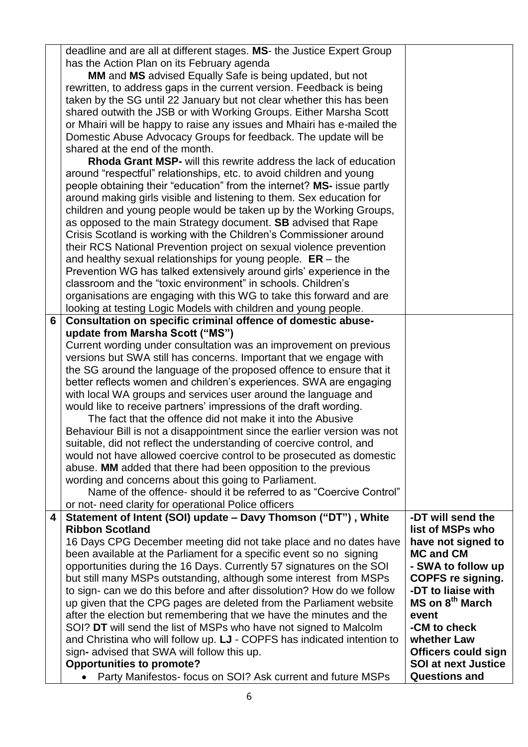| | | |
|---|---|---|
| | deadline and are all at different stages. **MS**- the Justice Expert Group has the Action Plan on its February agenda<br>**MM** and **MS** advised Equally Safe is being updated, but not rewritten, to address gaps in the current version. Feedback is being taken by the SG until 22 January but not clear whether this has been shared outwith the JSB or with Working Groups. Either Marsha Scott or Mhairi will be happy to raise any issues and Mhairi has e-mailed the Domestic Abuse Advocacy Groups for feedback. The update will be shared at the end of the month.<br>**Rhoda Grant MSP-** will this rewrite address the lack of education around "respectful" relationships, etc. to avoid children and young people obtaining their "education" from the internet? **MS-** issue partly around making girls visible and listening to them. Sex education for children and young people would be taken up by the Working Groups, as opposed to the main Strategy document. **SB** advised that Rape Crisis Scotland is working with the Children's Commissioner around their RCS National Prevention project on sexual violence prevention and healthy sexual relationships for young people. **ER** – the Prevention WG has talked extensively around girls' experience in the classroom and the "toxic environment" in schools. Children's organisations are engaging with this WG to take this forward and are looking at testing Logic Models with children and young people. | |
| **6** | **Consultation on specific criminal offence of domestic abuse- update from Marsha Scott ("MS")**<br>Current wording under consultation was an improvement on previous versions but SWA still has concerns. Important that we engage with the SG around the language of the proposed offence to ensure that it better reflects women and children's experiences. SWA are engaging with local WA groups and services user around the language and would like to receive partners' impressions of the draft wording.<br>The fact that the offence did not make it into the Abusive Behaviour Bill is not a disappointment since the earlier version was not suitable, did not reflect the understanding of coercive control, and would not have allowed coercive control to be prosecuted as domestic abuse. **MM** added that there had been opposition to the previous wording and concerns about this going to Parliament.<br>Name of the offence- should it be referred to as "Coercive Control" or not- need clarity for operational Police officers | |
| **4** | **Statement of Intent (SOI) update – Davy Thomson ("DT") , White Ribbon Scotland**<br>16 Days CPG December meeting did not take place and no dates have been available at the Parliament for a specific event so no signing opportunities during the 16 Days. Currently 57 signatures on the SOI but still many MSPs outstanding, although some interest from MSPs to sign- can we do this before and after dissolution? How do we follow up given that the CPG pages are deleted from the Parliament website after the election but remembering that we have the minutes and the SOI? **DT** will send the list of MSPs who have not signed to Malcolm and Christina who will follow up. **LJ** - COPFS has indicated intention to sign**-** advised that SWA will follow this up.<br>**Opportunities to promote?**<br>• Party Manifestos- focus on SOI? Ask current and future MSPs | **-DT will send the list of MSPs who have not signed to MC and CM**<br>**- SWA to follow up COPFS re signing.**<br>**-DT to liaise with MS on 8th March event**<br>**-CM to check whether Law Officers could sign SOI at next Justice Questions and** |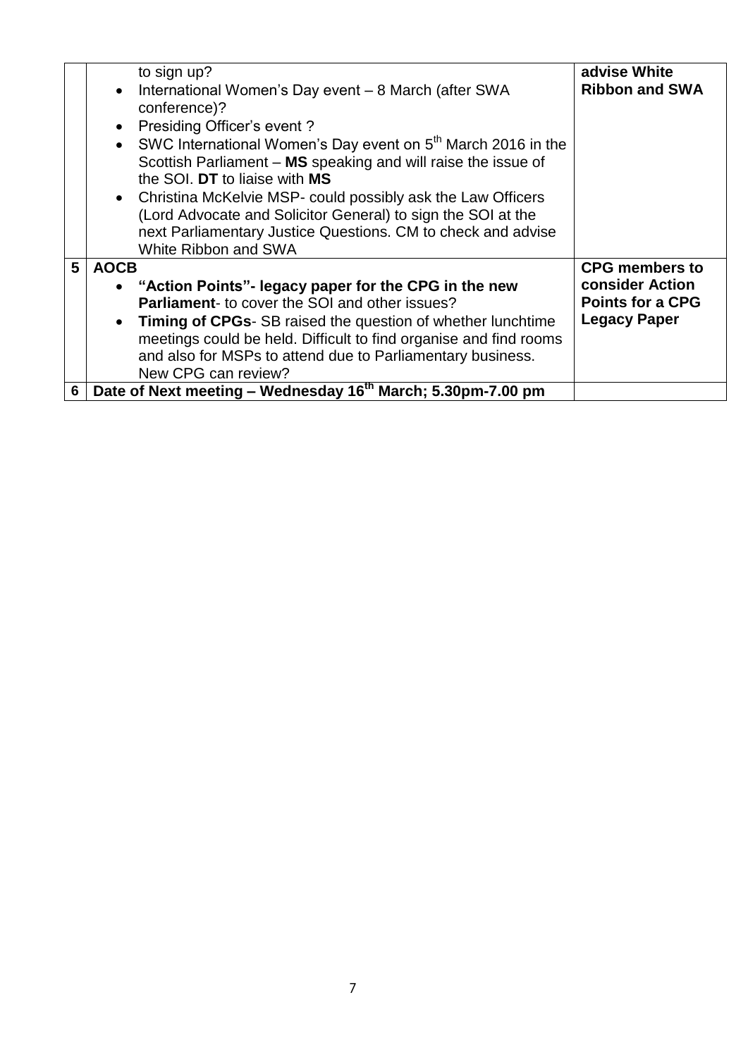| | | |
|---|---|---|
| | to sign up?<br>• International Women's Day event – 8 March (after SWA conference)?<br>• Presiding Officer's event ?<br>• SWC International Women's Day event on 5th March 2016 in the Scottish Parliament – **MS** speaking and will raise the issue of the SOI. **DT** to liaise with **MS**<br>• Christina McKelvie MSP- could possibly ask the Law Officers (Lord Advocate and Solicitor General) to sign the SOI at the next Parliamentary Justice Questions. CM to check and advise White Ribbon and SWA | **advise White Ribbon and SWA** |
| **5** | **AOCB**<br>• **"Action Points"- legacy paper for the CPG in the new Parliament**- to cover the SOI and other issues?<br>• **Timing of CPGs**- SB raised the question of whether lunchtime meetings could be held. Difficult to find organise and find rooms and also for MSPs to attend due to Parliamentary business. New CPG can review? | **CPG members to consider Action Points for a CPG Legacy Paper** |
| **6** | **Date of Next meeting – Wednesday 16th March; 5.30pm-7.00 pm** | |